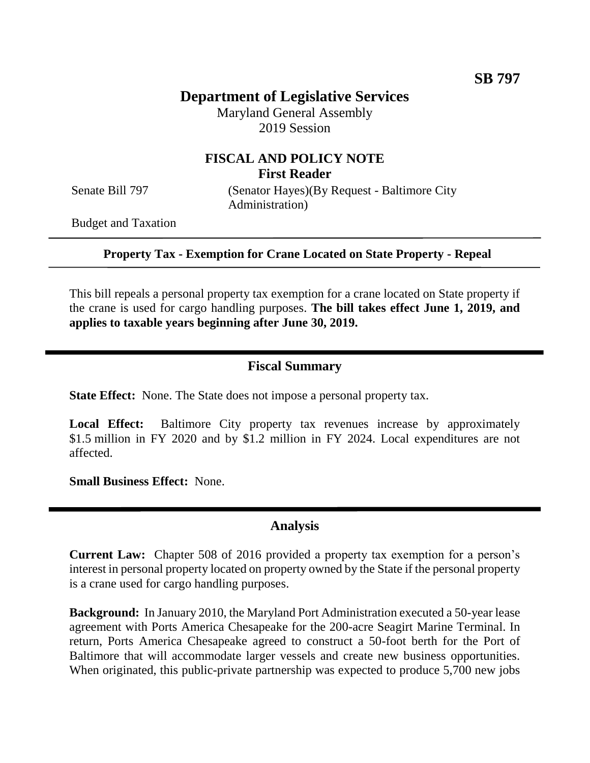**SB 797**

# Department of Legislative Services

Maryland General Assembly
2019 Session

## FISCAL AND POLICY NOTE
**First Reader**

Senate Bill 797 (Senator Hayes)(By Request - Baltimore City Administration)

Budget and Taxation

---

**Property Tax - Exemption for Crane Located on State Property - Repeal**

---

This bill repeals a personal property tax exemption for a crane located on State property if the crane is used for cargo handling purposes. **The bill takes effect June 1, 2019, and applies to taxable years beginning after June 30, 2019.**

---

## Fiscal Summary

**State Effect:** None. The State does not impose a personal property tax.

**Local Effect:** Baltimore City property tax revenues increase by approximately \$1.5 million in FY 2020 and by \$1.2 million in FY 2024. Local expenditures are not affected.

**Small Business Effect:** None.

---

## Analysis

**Current Law:** Chapter 508 of 2016 provided a property tax exemption for a person's interest in personal property located on property owned by the State if the personal property is a crane used for cargo handling purposes.

**Background:** In January 2010, the Maryland Port Administration executed a 50-year lease agreement with Ports America Chesapeake for the 200-acre Seagirt Marine Terminal. In return, Ports America Chesapeake agreed to construct a 50-foot berth for the Port of Baltimore that will accommodate larger vessels and create new business opportunities. When originated, this public-private partnership was expected to produce 5,700 new jobs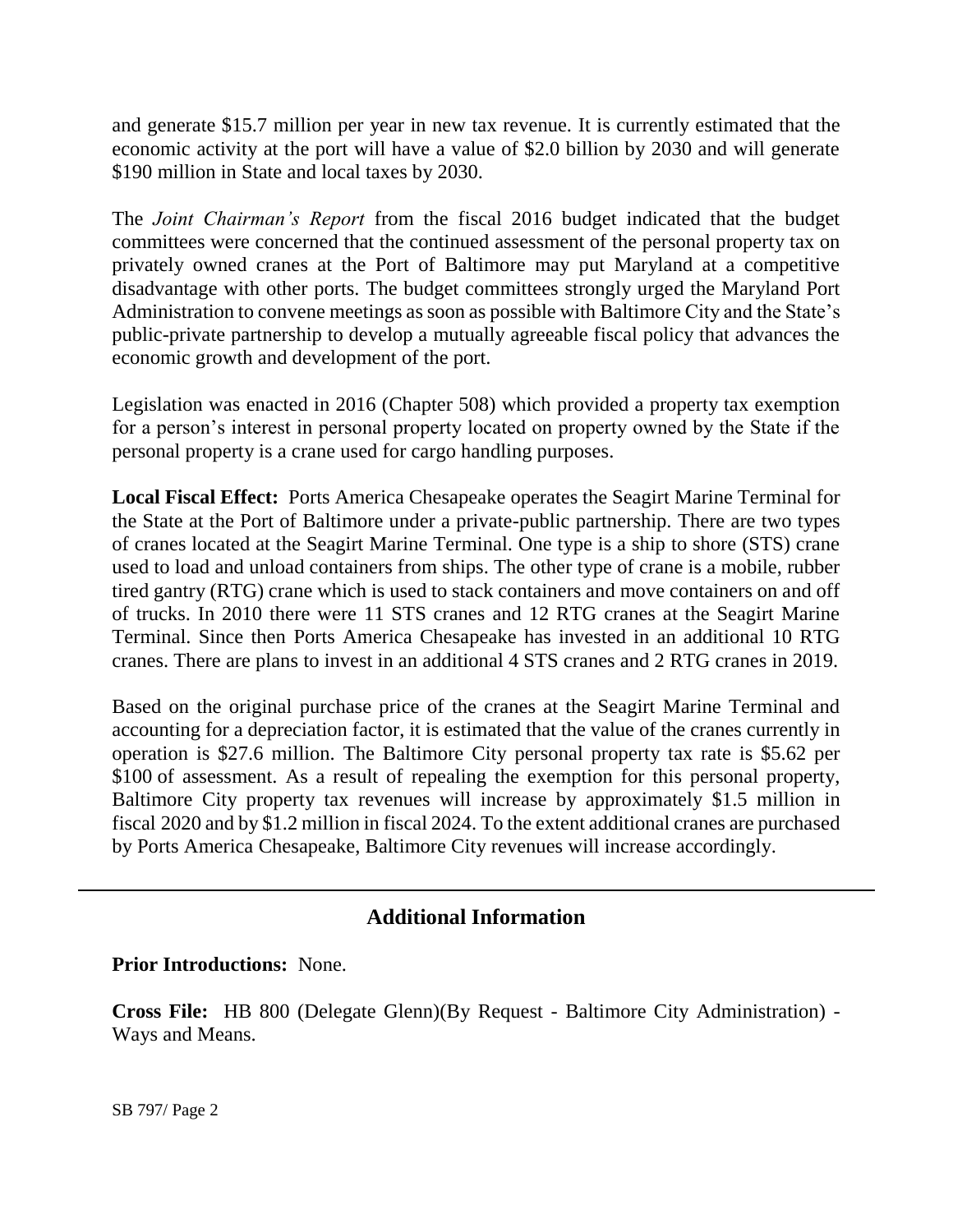and generate $15.7 million per year in new tax revenue. It is currently estimated that the economic activity at the port will have a value of $2.0 billion by 2030 and will generate $190 million in State and local taxes by 2030.

The *Joint Chairman's Report* from the fiscal 2016 budget indicated that the budget committees were concerned that the continued assessment of the personal property tax on privately owned cranes at the Port of Baltimore may put Maryland at a competitive disadvantage with other ports. The budget committees strongly urged the Maryland Port Administration to convene meetings as soon as possible with Baltimore City and the State's public-private partnership to develop a mutually agreeable fiscal policy that advances the economic growth and development of the port.

Legislation was enacted in 2016 (Chapter 508) which provided a property tax exemption for a person's interest in personal property located on property owned by the State if the personal property is a crane used for cargo handling purposes.

**Local Fiscal Effect:** Ports America Chesapeake operates the Seagirt Marine Terminal for the State at the Port of Baltimore under a private-public partnership. There are two types of cranes located at the Seagirt Marine Terminal. One type is a ship to shore (STS) crane used to load and unload containers from ships. The other type of crane is a mobile, rubber tired gantry (RTG) crane which is used to stack containers and move containers on and off of trucks. In 2010 there were 11 STS cranes and 12 RTG cranes at the Seagirt Marine Terminal. Since then Ports America Chesapeake has invested in an additional 10 RTG cranes. There are plans to invest in an additional 4 STS cranes and 2 RTG cranes in 2019.

Based on the original purchase price of the cranes at the Seagirt Marine Terminal and accounting for a depreciation factor, it is estimated that the value of the cranes currently in operation is $27.6 million. The Baltimore City personal property tax rate is $5.62 per $100 of assessment. As a result of repealing the exemption for this personal property, Baltimore City property tax revenues will increase by approximately $1.5 million in fiscal 2020 and by $1.2 million in fiscal 2024. To the extent additional cranes are purchased by Ports America Chesapeake, Baltimore City revenues will increase accordingly.

---

## Additional Information

**Prior Introductions:** None.

**Cross File:** HB 800 (Delegate Glenn)(By Request - Baltimore City Administration) - Ways and Means.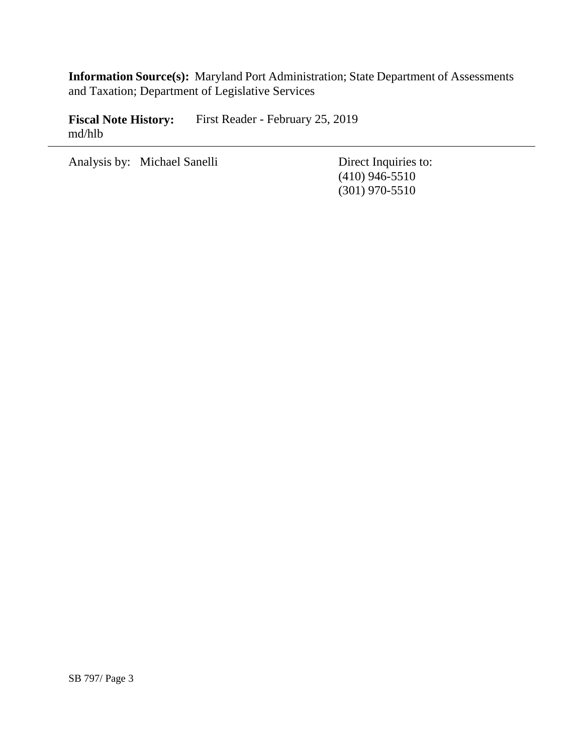**Information Source(s):** Maryland Port Administration; State Department of Assessments and Taxation; Department of Legislative Services

**Fiscal Note History:** First Reader - February 25, 2019
md/hlb

---

Analysis by: Michael Sanelli

Direct Inquiries to:
(410) 946-5510
(301) 970-5510